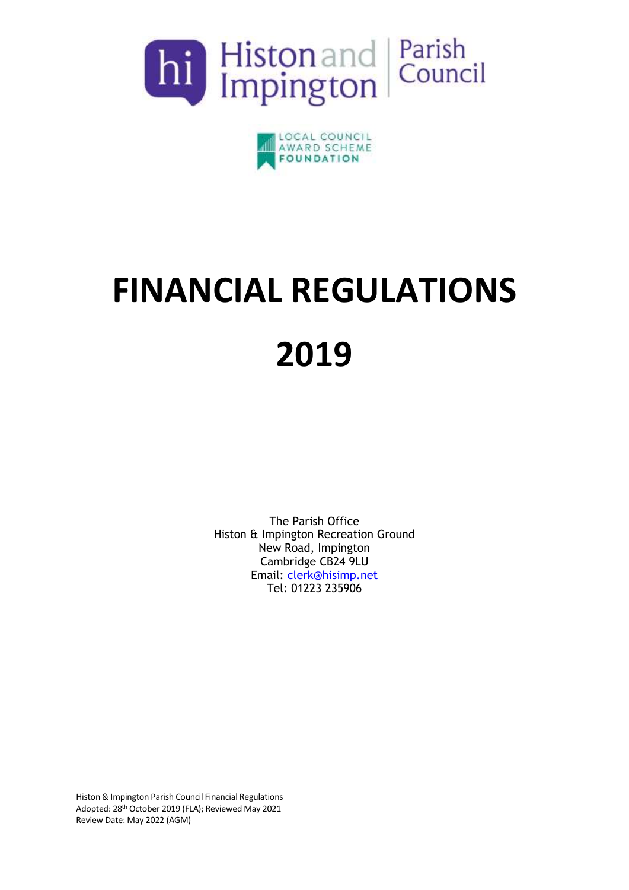Histon and Impington Parish Council

LOCAL COUNCIL AWARD SCHEME FOUNDATION

# FINANCIAL REGULATIONS

# 2019

The Parish Office
Histon & Impington Recreation Ground
New Road, Impington
Cambridge CB24 9LU
Email: clerk@hisimp.net
Tel: 01223 235906

Histon & Impington Parish Council Financial Regulations
Adopted: 28th October 2019 (FLA); Reviewed May 2021
Review Date: May 2022 (AGM)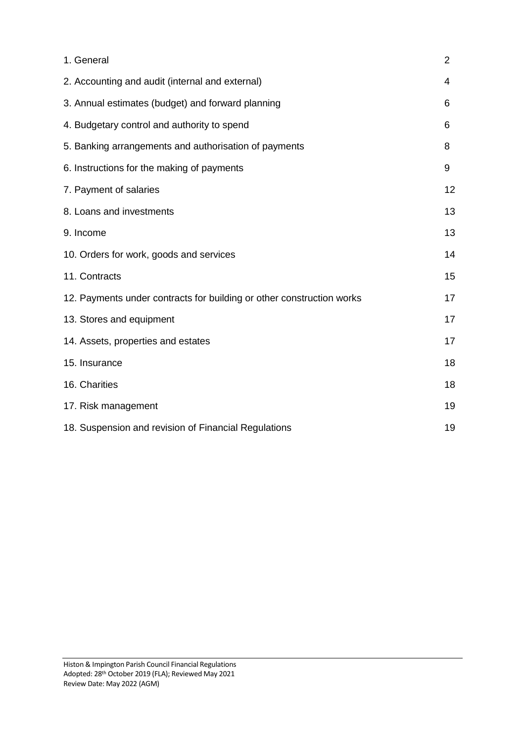| | |
|---|---|
| 1. General | 2 |
| 2. Accounting and audit (internal and external) | 4 |
| 3. Annual estimates (budget) and forward planning | 6 |
| 4. Budgetary control and authority to spend | 6 |
| 5. Banking arrangements and authorisation of payments | 8 |
| 6. Instructions for the making of payments | 9 |
| 7. Payment of salaries | 12 |
| 8. Loans and investments | 13 |
| 9. Income | 13 |
| 10. Orders for work, goods and services | 14 |
| 11. Contracts | 15 |
| 12. Payments under contracts for building or other construction works | 17 |
| 13. Stores and equipment | 17 |
| 14. Assets, properties and estates | 17 |
| 15. Insurance | 18 |
| 16. Charities | 18 |
| 17. Risk management | 19 |
| 18. Suspension and revision of Financial Regulations | 19 |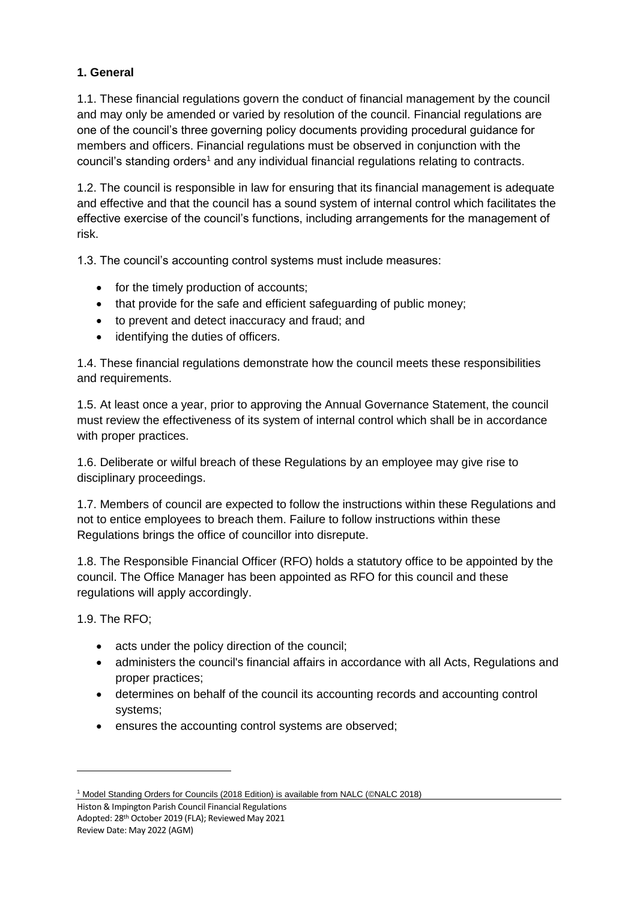**1. General**

1.1. These financial regulations govern the conduct of financial management by the council and may only be amended or varied by resolution of the council. Financial regulations are one of the council's three governing policy documents providing procedural guidance for members and officers. Financial regulations must be observed in conjunction with the council's standing orders[1] and any individual financial regulations relating to contracts.

1.2. The council is responsible in law for ensuring that its financial management is adequate and effective and that the council has a sound system of internal control which facilitates the effective exercise of the council's functions, including arrangements for the management of risk.

1.3. The council's accounting control systems must include measures:

- for the timely production of accounts;
- that provide for the safe and efficient safeguarding of public money;
- to prevent and detect inaccuracy and fraud; and
- identifying the duties of officers.

1.4. These financial regulations demonstrate how the council meets these responsibilities and requirements.

1.5. At least once a year, prior to approving the Annual Governance Statement, the council must review the effectiveness of its system of internal control which shall be in accordance with proper practices.

1.6. Deliberate or wilful breach of these Regulations by an employee may give rise to disciplinary proceedings.

1.7. Members of council are expected to follow the instructions within these Regulations and not to entice employees to breach them. Failure to follow instructions within these Regulations brings the office of councillor into disrepute.

1.8. The Responsible Financial Officer (RFO) holds a statutory office to be appointed by the council. The Office Manager has been appointed as RFO for this council and these regulations will apply accordingly.

1.9. The RFO;

- acts under the policy direction of the council;
- administers the council's financial affairs in accordance with all Acts, Regulations and proper practices;
- determines on behalf of the council its accounting records and accounting control systems;
- ensures the accounting control systems are observed;

[1] Model Standing Orders for Councils (2018 Edition) is available from NALC (©NALC 2018)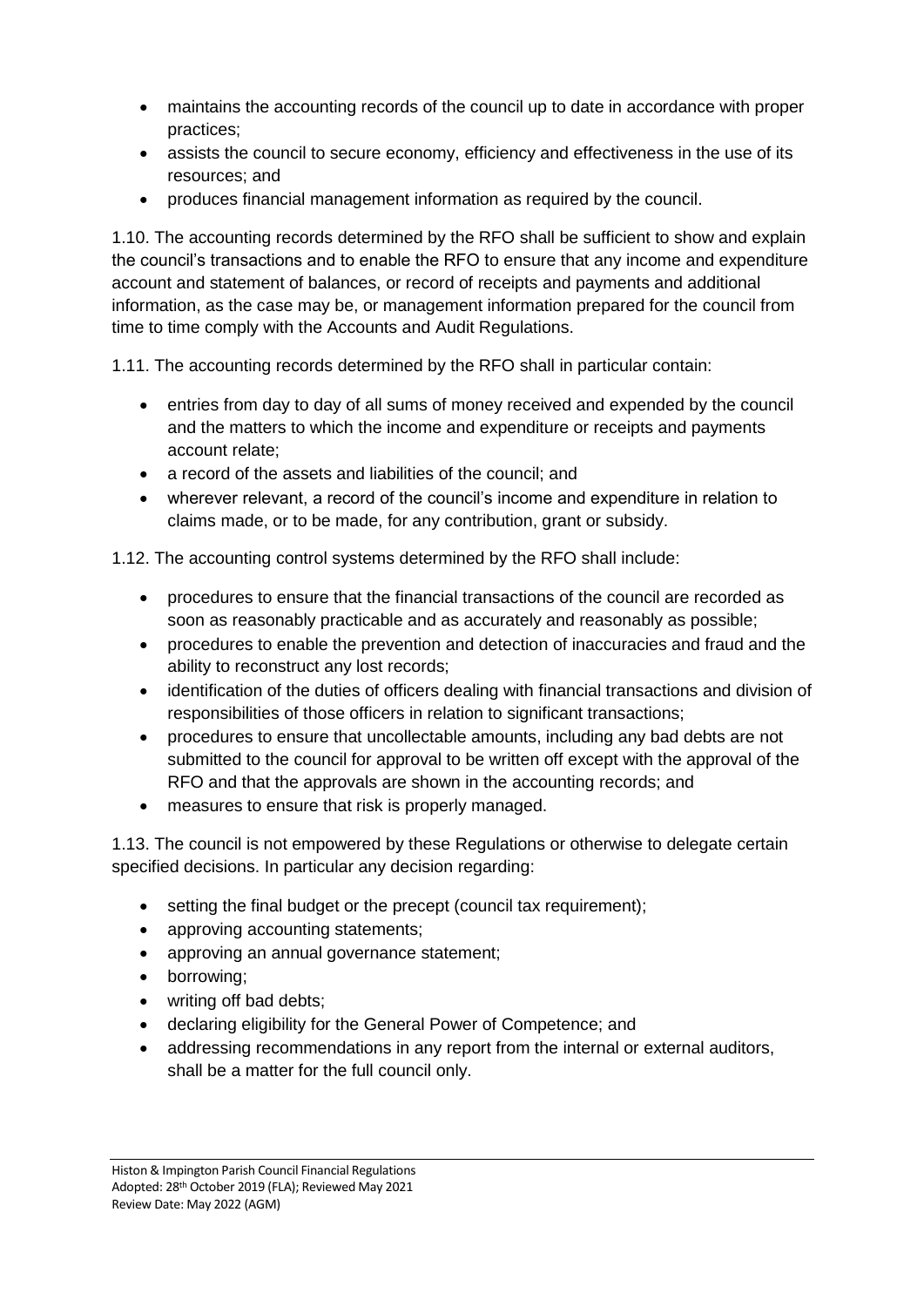- maintains the accounting records of the council up to date in accordance with proper practices;
- assists the council to secure economy, efficiency and effectiveness in the use of its resources; and
- produces financial management information as required by the council.

1.10. The accounting records determined by the RFO shall be sufficient to show and explain the council's transactions and to enable the RFO to ensure that any income and expenditure account and statement of balances, or record of receipts and payments and additional information, as the case may be, or management information prepared for the council from time to time comply with the Accounts and Audit Regulations.

1.11. The accounting records determined by the RFO shall in particular contain:

- entries from day to day of all sums of money received and expended by the council and the matters to which the income and expenditure or receipts and payments account relate;
- a record of the assets and liabilities of the council; and
- wherever relevant, a record of the council's income and expenditure in relation to claims made, or to be made, for any contribution, grant or subsidy.

1.12. The accounting control systems determined by the RFO shall include:

- procedures to ensure that the financial transactions of the council are recorded as soon as reasonably practicable and as accurately and reasonably as possible;
- procedures to enable the prevention and detection of inaccuracies and fraud and the ability to reconstruct any lost records;
- identification of the duties of officers dealing with financial transactions and division of responsibilities of those officers in relation to significant transactions;
- procedures to ensure that uncollectable amounts, including any bad debts are not submitted to the council for approval to be written off except with the approval of the RFO and that the approvals are shown in the accounting records; and
- measures to ensure that risk is properly managed.

1.13. The council is not empowered by these Regulations or otherwise to delegate certain specified decisions. In particular any decision regarding:

- setting the final budget or the precept (council tax requirement);
- approving accounting statements;
- approving an annual governance statement;
- borrowing;
- writing off bad debts;
- declaring eligibility for the General Power of Competence; and
- addressing recommendations in any report from the internal or external auditors, shall be a matter for the full council only.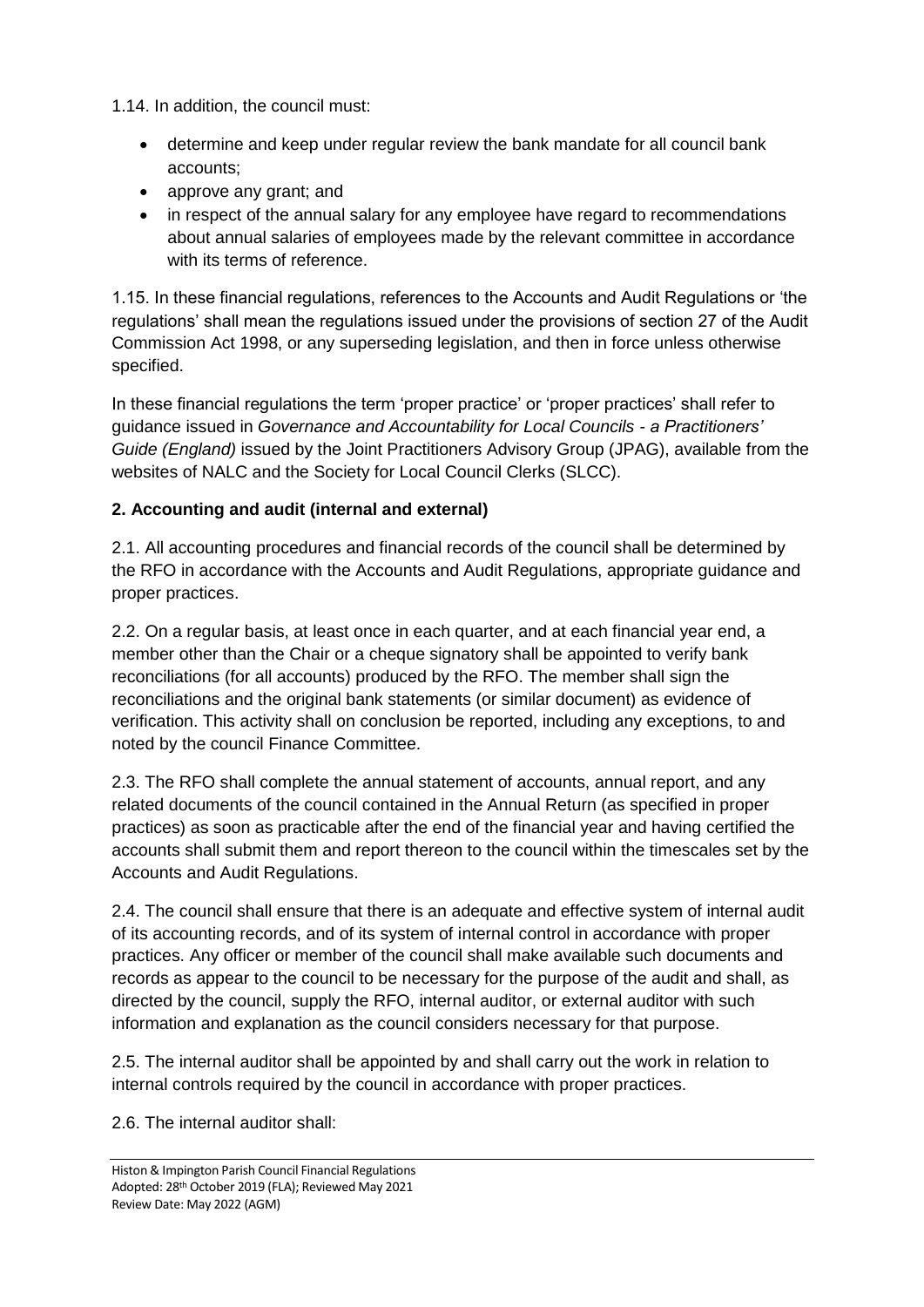1.14. In addition, the council must:

- determine and keep under regular review the bank mandate for all council bank accounts;
- approve any grant; and
- in respect of the annual salary for any employee have regard to recommendations about annual salaries of employees made by the relevant committee in accordance with its terms of reference.

1.15. In these financial regulations, references to the Accounts and Audit Regulations or 'the regulations' shall mean the regulations issued under the provisions of section 27 of the Audit Commission Act 1998, or any superseding legislation, and then in force unless otherwise specified.

In these financial regulations the term 'proper practice' or 'proper practices' shall refer to guidance issued in *Governance and Accountability for Local Councils - a Practitioners' Guide (England)* issued by the Joint Practitioners Advisory Group (JPAG), available from the websites of NALC and the Society for Local Council Clerks (SLCC).

**2. Accounting and audit (internal and external)**

2.1. All accounting procedures and financial records of the council shall be determined by the RFO in accordance with the Accounts and Audit Regulations, appropriate guidance and proper practices.

2.2. On a regular basis, at least once in each quarter, and at each financial year end, a member other than the Chair or a cheque signatory shall be appointed to verify bank reconciliations (for all accounts) produced by the RFO. The member shall sign the reconciliations and the original bank statements (or similar document) as evidence of verification. This activity shall on conclusion be reported, including any exceptions, to and noted by the council Finance Committee.

2.3. The RFO shall complete the annual statement of accounts, annual report, and any related documents of the council contained in the Annual Return (as specified in proper practices) as soon as practicable after the end of the financial year and having certified the accounts shall submit them and report thereon to the council within the timescales set by the Accounts and Audit Regulations.

2.4. The council shall ensure that there is an adequate and effective system of internal audit of its accounting records, and of its system of internal control in accordance with proper practices. Any officer or member of the council shall make available such documents and records as appear to the council to be necessary for the purpose of the audit and shall, as directed by the council, supply the RFO, internal auditor, or external auditor with such information and explanation as the council considers necessary for that purpose.

2.5. The internal auditor shall be appointed by and shall carry out the work in relation to internal controls required by the council in accordance with proper practices.

2.6. The internal auditor shall: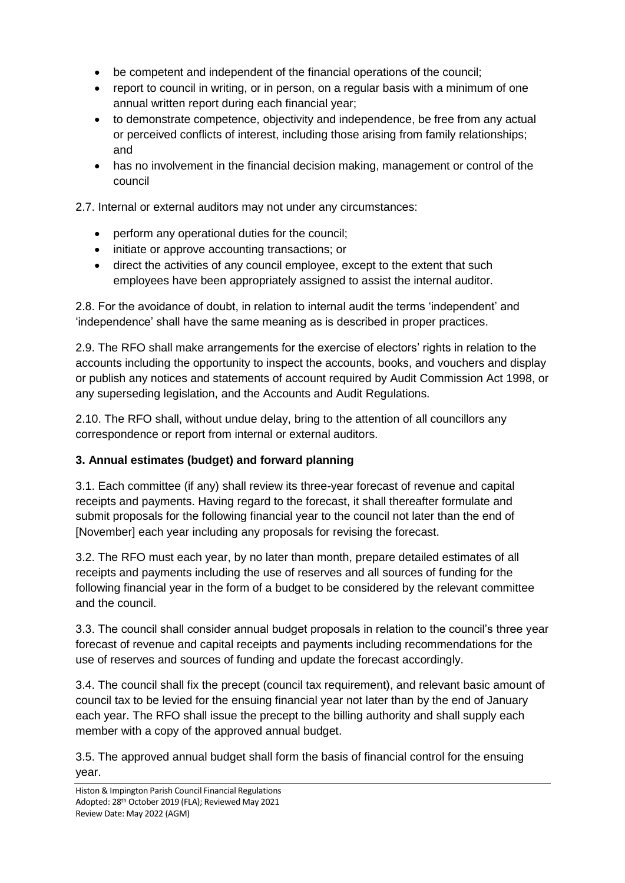- be competent and independent of the financial operations of the council;
- report to council in writing, or in person, on a regular basis with a minimum of one annual written report during each financial year;
- to demonstrate competence, objectivity and independence, be free from any actual or perceived conflicts of interest, including those arising from family relationships; and
- has no involvement in the financial decision making, management or control of the council

2.7. Internal or external auditors may not under any circumstances:

- perform any operational duties for the council;
- initiate or approve accounting transactions; or
- direct the activities of any council employee, except to the extent that such employees have been appropriately assigned to assist the internal auditor.

2.8. For the avoidance of doubt, in relation to internal audit the terms 'independent' and 'independence' shall have the same meaning as is described in proper practices.

2.9. The RFO shall make arrangements for the exercise of electors' rights in relation to the accounts including the opportunity to inspect the accounts, books, and vouchers and display or publish any notices and statements of account required by Audit Commission Act 1998, or any superseding legislation, and the Accounts and Audit Regulations.

2.10. The RFO shall, without undue delay, bring to the attention of all councillors any correspondence or report from internal or external auditors.

**3. Annual estimates (budget) and forward planning**

3.1. Each committee (if any) shall review its three-year forecast of revenue and capital receipts and payments. Having regard to the forecast, it shall thereafter formulate and submit proposals for the following financial year to the council not later than the end of [November] each year including any proposals for revising the forecast.

3.2. The RFO must each year, by no later than month, prepare detailed estimates of all receipts and payments including the use of reserves and all sources of funding for the following financial year in the form of a budget to be considered by the relevant committee and the council.

3.3. The council shall consider annual budget proposals in relation to the council's three year forecast of revenue and capital receipts and payments including recommendations for the use of reserves and sources of funding and update the forecast accordingly.

3.4. The council shall fix the precept (council tax requirement), and relevant basic amount of council tax to be levied for the ensuing financial year not later than by the end of January each year. The RFO shall issue the precept to the billing authority and shall supply each member with a copy of the approved annual budget.

3.5. The approved annual budget shall form the basis of financial control for the ensuing year.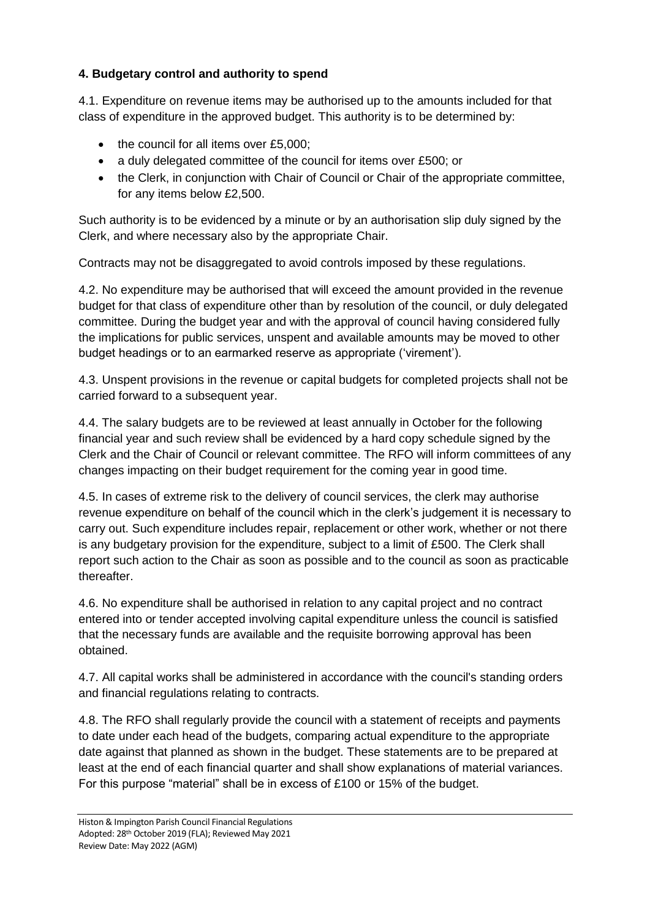## 4. Budgetary control and authority to spend

4.1. Expenditure on revenue items may be authorised up to the amounts included for that class of expenditure in the approved budget. This authority is to be determined by:

- the council for all items over £5,000;
- a duly delegated committee of the council for items over £500; or
- the Clerk, in conjunction with Chair of Council or Chair of the appropriate committee, for any items below £2,500.

Such authority is to be evidenced by a minute or by an authorisation slip duly signed by the Clerk, and where necessary also by the appropriate Chair.

Contracts may not be disaggregated to avoid controls imposed by these regulations.

4.2. No expenditure may be authorised that will exceed the amount provided in the revenue budget for that class of expenditure other than by resolution of the council, or duly delegated committee. During the budget year and with the approval of council having considered fully the implications for public services, unspent and available amounts may be moved to other budget headings or to an earmarked reserve as appropriate ('virement').

4.3. Unspent provisions in the revenue or capital budgets for completed projects shall not be carried forward to a subsequent year.

4.4. The salary budgets are to be reviewed at least annually in October for the following financial year and such review shall be evidenced by a hard copy schedule signed by the Clerk and the Chair of Council or relevant committee. The RFO will inform committees of any changes impacting on their budget requirement for the coming year in good time.

4.5. In cases of extreme risk to the delivery of council services, the clerk may authorise revenue expenditure on behalf of the council which in the clerk's judgement it is necessary to carry out. Such expenditure includes repair, replacement or other work, whether or not there is any budgetary provision for the expenditure, subject to a limit of £500. The Clerk shall report such action to the Chair as soon as possible and to the council as soon as practicable thereafter.

4.6. No expenditure shall be authorised in relation to any capital project and no contract entered into or tender accepted involving capital expenditure unless the council is satisfied that the necessary funds are available and the requisite borrowing approval has been obtained.

4.7. All capital works shall be administered in accordance with the council's standing orders and financial regulations relating to contracts.

4.8. The RFO shall regularly provide the council with a statement of receipts and payments to date under each head of the budgets, comparing actual expenditure to the appropriate date against that planned as shown in the budget. These statements are to be prepared at least at the end of each financial quarter and shall show explanations of material variances. For this purpose "material" shall be in excess of £100 or 15% of the budget.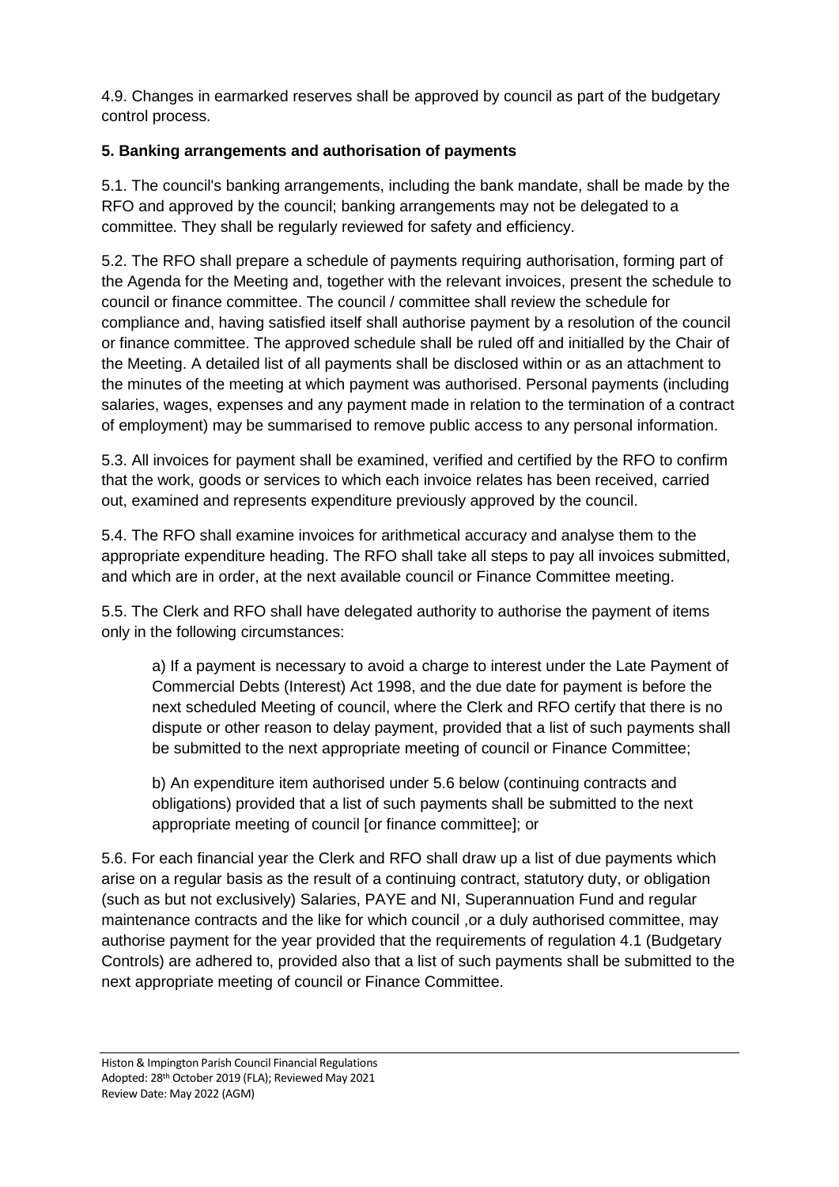4.9. Changes in earmarked reserves shall be approved by council as part of the budgetary control process.

**5. Banking arrangements and authorisation of payments**

5.1. The council's banking arrangements, including the bank mandate, shall be made by the RFO and approved by the council; banking arrangements may not be delegated to a committee. They shall be regularly reviewed for safety and efficiency.

5.2. The RFO shall prepare a schedule of payments requiring authorisation, forming part of the Agenda for the Meeting and, together with the relevant invoices, present the schedule to council or finance committee. The council / committee shall review the schedule for compliance and, having satisfied itself shall authorise payment by a resolution of the council or finance committee. The approved schedule shall be ruled off and initialled by the Chair of the Meeting. A detailed list of all payments shall be disclosed within or as an attachment to the minutes of the meeting at which payment was authorised. Personal payments (including salaries, wages, expenses and any payment made in relation to the termination of a contract of employment) may be summarised to remove public access to any personal information.

5.3. All invoices for payment shall be examined, verified and certified by the RFO to confirm that the work, goods or services to which each invoice relates has been received, carried out, examined and represents expenditure previously approved by the council.

5.4. The RFO shall examine invoices for arithmetical accuracy and analyse them to the appropriate expenditure heading. The RFO shall take all steps to pay all invoices submitted, and which are in order, at the next available council or Finance Committee meeting.

5.5. The Clerk and RFO shall have delegated authority to authorise the payment of items only in the following circumstances:

> a) If a payment is necessary to avoid a charge to interest under the Late Payment of Commercial Debts (Interest) Act 1998, and the due date for payment is before the next scheduled Meeting of council, where the Clerk and RFO certify that there is no dispute or other reason to delay payment, provided that a list of such payments shall be submitted to the next appropriate meeting of council or Finance Committee;
>
> b) An expenditure item authorised under 5.6 below (continuing contracts and obligations) provided that a list of such payments shall be submitted to the next appropriate meeting of council [or finance committee]; or

5.6. For each financial year the Clerk and RFO shall draw up a list of due payments which arise on a regular basis as the result of a continuing contract, statutory duty, or obligation (such as but not exclusively) Salaries, PAYE and NI, Superannuation Fund and regular maintenance contracts and the like for which council ,or a duly authorised committee, may authorise payment for the year provided that the requirements of regulation 4.1 (Budgetary Controls) are adhered to, provided also that a list of such payments shall be submitted to the next appropriate meeting of council or Finance Committee.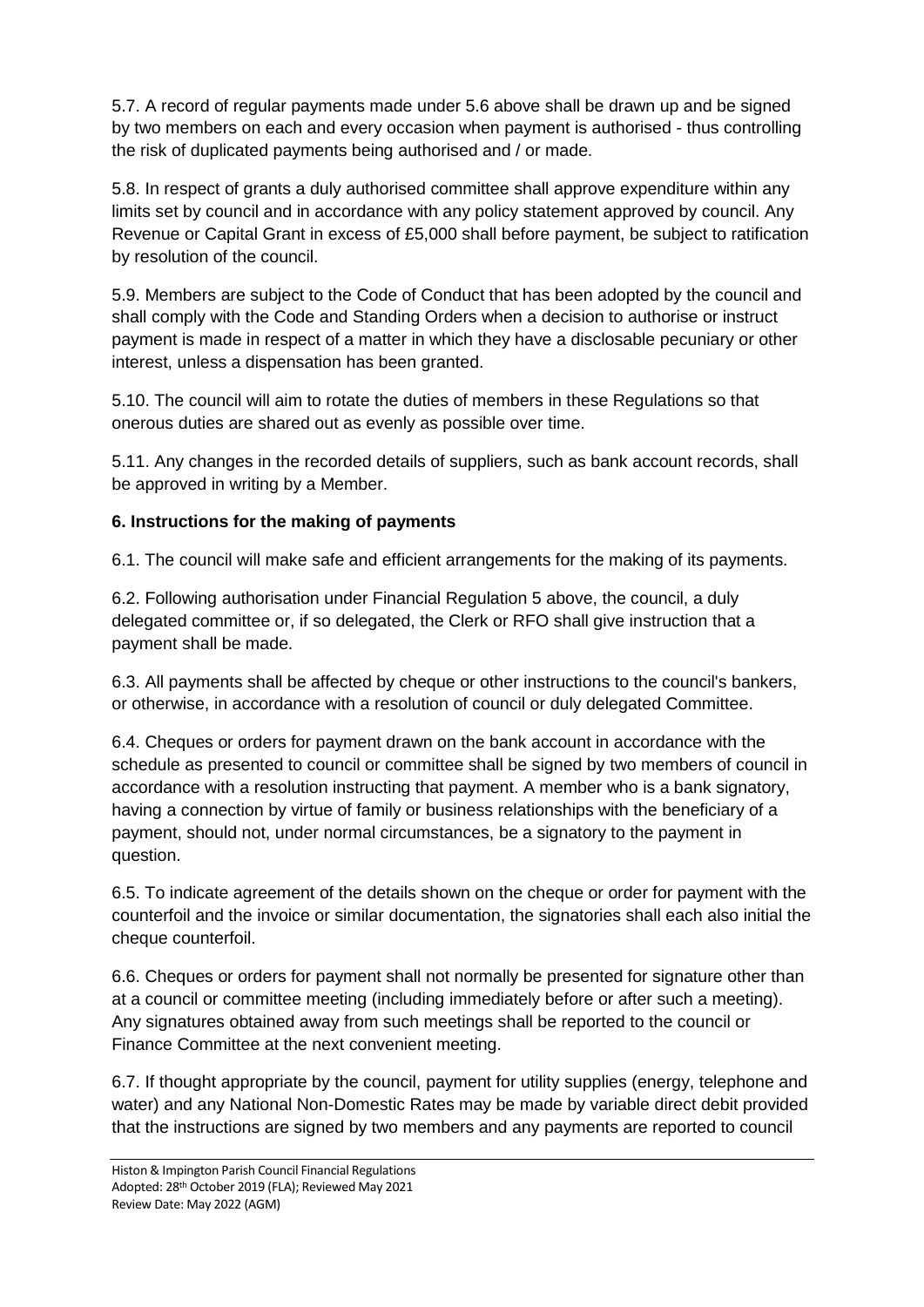5.7. A record of regular payments made under 5.6 above shall be drawn up and be signed by two members on each and every occasion when payment is authorised - thus controlling the risk of duplicated payments being authorised and / or made.

5.8. In respect of grants a duly authorised committee shall approve expenditure within any limits set by council and in accordance with any policy statement approved by council. Any Revenue or Capital Grant in excess of £5,000 shall before payment, be subject to ratification by resolution of the council.

5.9. Members are subject to the Code of Conduct that has been adopted by the council and shall comply with the Code and Standing Orders when a decision to authorise or instruct payment is made in respect of a matter in which they have a disclosable pecuniary or other interest, unless a dispensation has been granted.

5.10. The council will aim to rotate the duties of members in these Regulations so that onerous duties are shared out as evenly as possible over time.

5.11. Any changes in the recorded details of suppliers, such as bank account records, shall be approved in writing by a Member.

**6. Instructions for the making of payments**

6.1. The council will make safe and efficient arrangements for the making of its payments.

6.2. Following authorisation under Financial Regulation 5 above, the council, a duly delegated committee or, if so delegated, the Clerk or RFO shall give instruction that a payment shall be made.

6.3. All payments shall be affected by cheque or other instructions to the council's bankers, or otherwise, in accordance with a resolution of council or duly delegated Committee.

6.4. Cheques or orders for payment drawn on the bank account in accordance with the schedule as presented to council or committee shall be signed by two members of council in accordance with a resolution instructing that payment. A member who is a bank signatory, having a connection by virtue of family or business relationships with the beneficiary of a payment, should not, under normal circumstances, be a signatory to the payment in question.

6.5. To indicate agreement of the details shown on the cheque or order for payment with the counterfoil and the invoice or similar documentation, the signatories shall each also initial the cheque counterfoil.

6.6. Cheques or orders for payment shall not normally be presented for signature other than at a council or committee meeting (including immediately before or after such a meeting). Any signatures obtained away from such meetings shall be reported to the council or Finance Committee at the next convenient meeting.

6.7. If thought appropriate by the council, payment for utility supplies (energy, telephone and water) and any National Non-Domestic Rates may be made by variable direct debit provided that the instructions are signed by two members and any payments are reported to council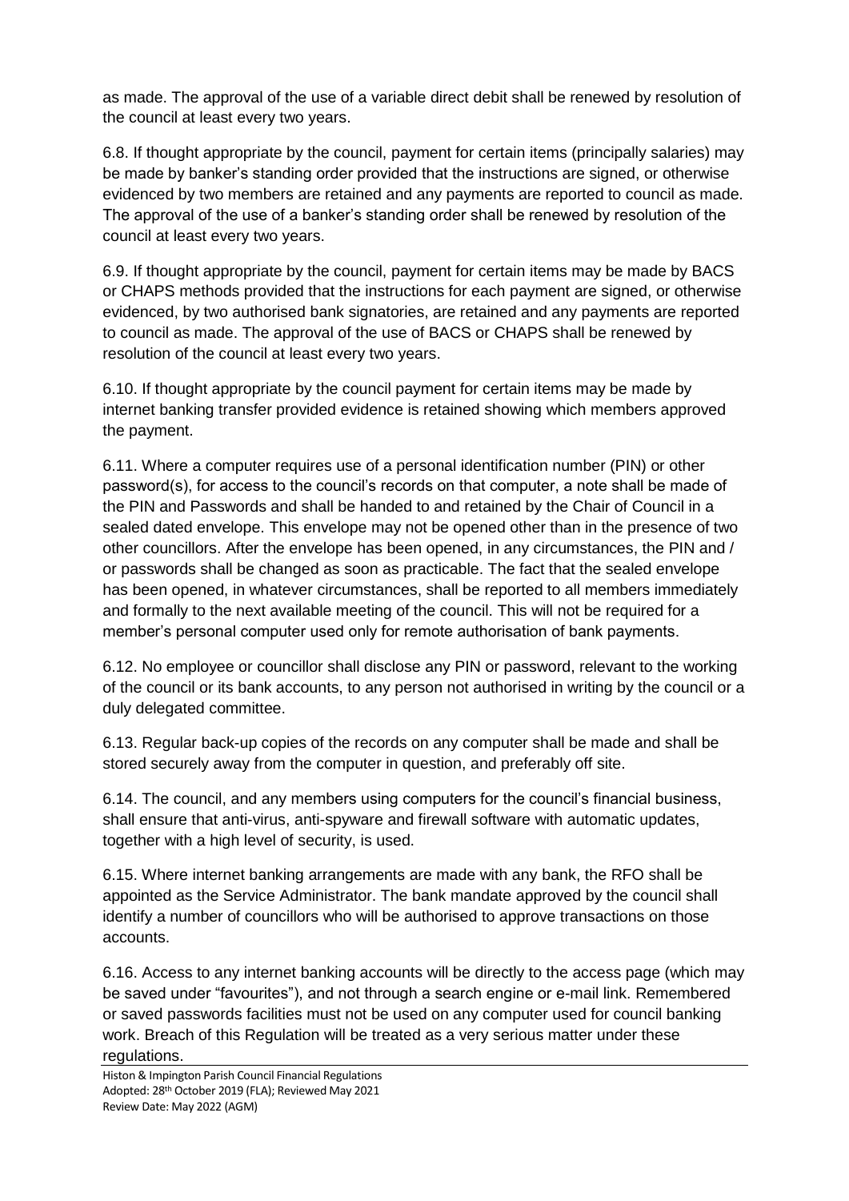as made. The approval of the use of a variable direct debit shall be renewed by resolution of the council at least every two years.

6.8. If thought appropriate by the council, payment for certain items (principally salaries) may be made by banker's standing order provided that the instructions are signed, or otherwise evidenced by two members are retained and any payments are reported to council as made. The approval of the use of a banker's standing order shall be renewed by resolution of the council at least every two years.

6.9. If thought appropriate by the council, payment for certain items may be made by BACS or CHAPS methods provided that the instructions for each payment are signed, or otherwise evidenced, by two authorised bank signatories, are retained and any payments are reported to council as made. The approval of the use of BACS or CHAPS shall be renewed by resolution of the council at least every two years.

6.10. If thought appropriate by the council payment for certain items may be made by internet banking transfer provided evidence is retained showing which members approved the payment.

6.11. Where a computer requires use of a personal identification number (PIN) or other password(s), for access to the council's records on that computer, a note shall be made of the PIN and Passwords and shall be handed to and retained by the Chair of Council in a sealed dated envelope. This envelope may not be opened other than in the presence of two other councillors. After the envelope has been opened, in any circumstances, the PIN and / or passwords shall be changed as soon as practicable. The fact that the sealed envelope has been opened, in whatever circumstances, shall be reported to all members immediately and formally to the next available meeting of the council. This will not be required for a member's personal computer used only for remote authorisation of bank payments.

6.12. No employee or councillor shall disclose any PIN or password, relevant to the working of the council or its bank accounts, to any person not authorised in writing by the council or a duly delegated committee.

6.13. Regular back-up copies of the records on any computer shall be made and shall be stored securely away from the computer in question, and preferably off site.

6.14. The council, and any members using computers for the council's financial business, shall ensure that anti-virus, anti-spyware and firewall software with automatic updates, together with a high level of security, is used.

6.15. Where internet banking arrangements are made with any bank, the RFO shall be appointed as the Service Administrator. The bank mandate approved by the council shall identify a number of councillors who will be authorised to approve transactions on those accounts.

6.16. Access to any internet banking accounts will be directly to the access page (which may be saved under "favourites"), and not through a search engine or e-mail link. Remembered or saved passwords facilities must not be used on any computer used for council banking work. Breach of this Regulation will be treated as a very serious matter under these regulations.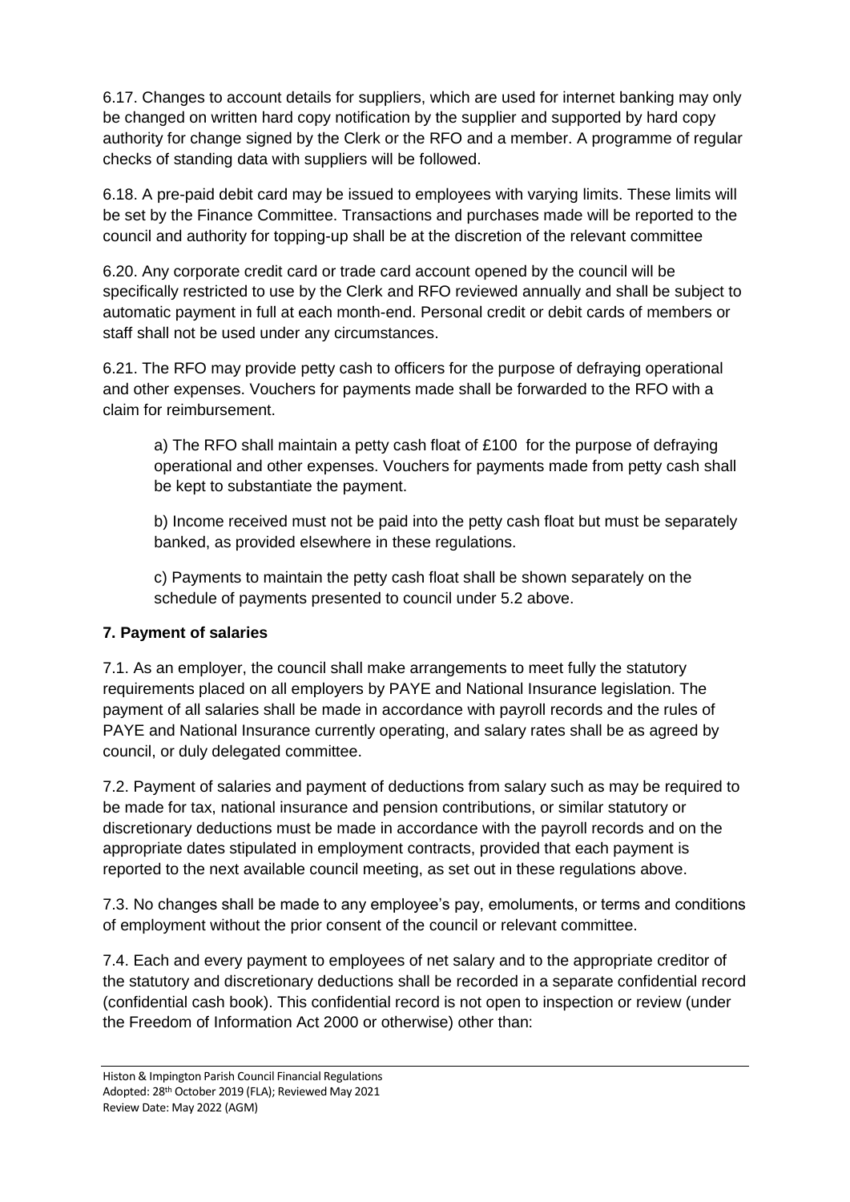6.17. Changes to account details for suppliers, which are used for internet banking may only be changed on written hard copy notification by the supplier and supported by hard copy authority for change signed by the Clerk or the RFO and a member. A programme of regular checks of standing data with suppliers will be followed.

6.18. A pre-paid debit card may be issued to employees with varying limits. These limits will be set by the Finance Committee. Transactions and purchases made will be reported to the council and authority for topping-up shall be at the discretion of the relevant committee

6.20. Any corporate credit card or trade card account opened by the council will be specifically restricted to use by the Clerk and RFO reviewed annually and shall be subject to automatic payment in full at each month-end. Personal credit or debit cards of members or staff shall not be used under any circumstances.

6.21. The RFO may provide petty cash to officers for the purpose of defraying operational and other expenses. Vouchers for payments made shall be forwarded to the RFO with a claim for reimbursement.

> a) The RFO shall maintain a petty cash float of £100 for the purpose of defraying operational and other expenses. Vouchers for payments made from petty cash shall be kept to substantiate the payment.
>
> b) Income received must not be paid into the petty cash float but must be separately banked, as provided elsewhere in these regulations.
>
> c) Payments to maintain the petty cash float shall be shown separately on the schedule of payments presented to council under 5.2 above.

## 7. Payment of salaries

7.1. As an employer, the council shall make arrangements to meet fully the statutory requirements placed on all employers by PAYE and National Insurance legislation. The payment of all salaries shall be made in accordance with payroll records and the rules of PAYE and National Insurance currently operating, and salary rates shall be as agreed by council, or duly delegated committee.

7.2. Payment of salaries and payment of deductions from salary such as may be required to be made for tax, national insurance and pension contributions, or similar statutory or discretionary deductions must be made in accordance with the payroll records and on the appropriate dates stipulated in employment contracts, provided that each payment is reported to the next available council meeting, as set out in these regulations above.

7.3. No changes shall be made to any employee's pay, emoluments, or terms and conditions of employment without the prior consent of the council or relevant committee.

7.4. Each and every payment to employees of net salary and to the appropriate creditor of the statutory and discretionary deductions shall be recorded in a separate confidential record (confidential cash book). This confidential record is not open to inspection or review (under the Freedom of Information Act 2000 or otherwise) other than: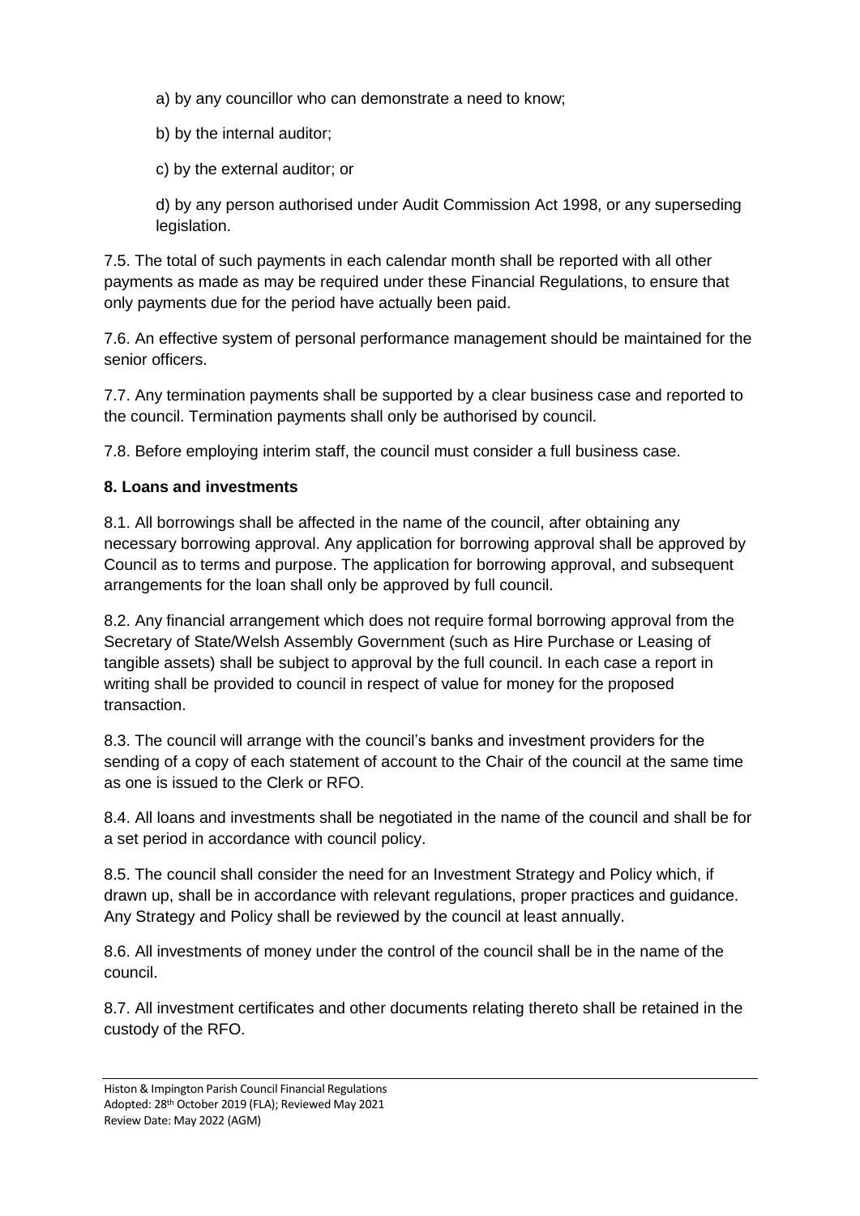a) by any councillor who can demonstrate a need to know;

b) by the internal auditor;

c) by the external auditor; or

d) by any person authorised under Audit Commission Act 1998, or any superseding legislation.

7.5. The total of such payments in each calendar month shall be reported with all other payments as made as may be required under these Financial Regulations, to ensure that only payments due for the period have actually been paid.

7.6. An effective system of personal performance management should be maintained for the senior officers.

7.7. Any termination payments shall be supported by a clear business case and reported to the council. Termination payments shall only be authorised by council.

7.8. Before employing interim staff, the council must consider a full business case.

**8. Loans and investments**

8.1. All borrowings shall be affected in the name of the council, after obtaining any necessary borrowing approval. Any application for borrowing approval shall be approved by Council as to terms and purpose. The application for borrowing approval, and subsequent arrangements for the loan shall only be approved by full council.

8.2. Any financial arrangement which does not require formal borrowing approval from the Secretary of State/Welsh Assembly Government (such as Hire Purchase or Leasing of tangible assets) shall be subject to approval by the full council. In each case a report in writing shall be provided to council in respect of value for money for the proposed transaction.

8.3. The council will arrange with the council's banks and investment providers for the sending of a copy of each statement of account to the Chair of the council at the same time as one is issued to the Clerk or RFO.

8.4. All loans and investments shall be negotiated in the name of the council and shall be for a set period in accordance with council policy.

8.5. The council shall consider the need for an Investment Strategy and Policy which, if drawn up, shall be in accordance with relevant regulations, proper practices and guidance. Any Strategy and Policy shall be reviewed by the council at least annually.

8.6. All investments of money under the control of the council shall be in the name of the council.

8.7. All investment certificates and other documents relating thereto shall be retained in the custody of the RFO.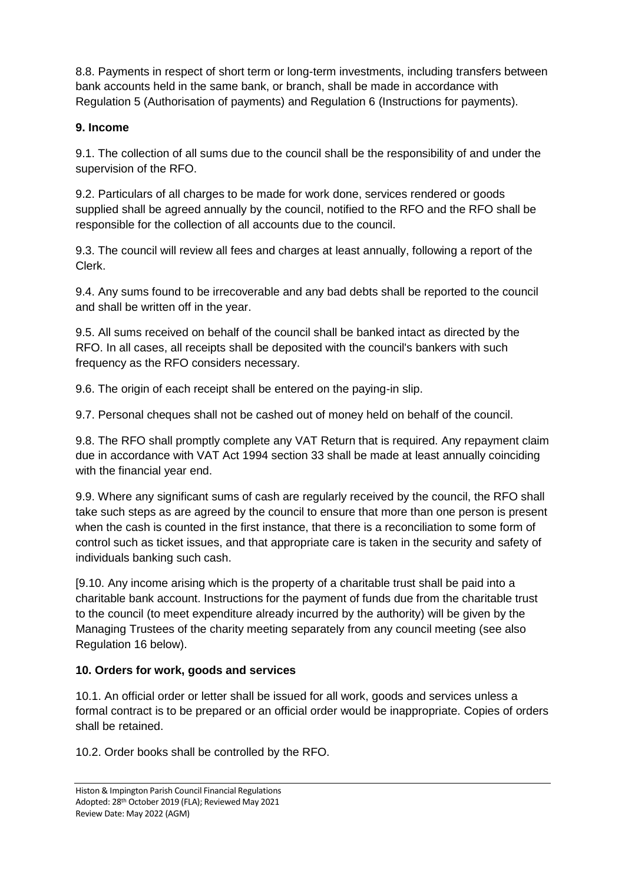8.8. Payments in respect of short term or long-term investments, including transfers between bank accounts held in the same bank, or branch, shall be made in accordance with Regulation 5 (Authorisation of payments) and Regulation 6 (Instructions for payments).

### 9. Income

9.1. The collection of all sums due to the council shall be the responsibility of and under the supervision of the RFO.

9.2. Particulars of all charges to be made for work done, services rendered or goods supplied shall be agreed annually by the council, notified to the RFO and the RFO shall be responsible for the collection of all accounts due to the council.

9.3. The council will review all fees and charges at least annually, following a report of the Clerk.

9.4. Any sums found to be irrecoverable and any bad debts shall be reported to the council and shall be written off in the year.

9.5. All sums received on behalf of the council shall be banked intact as directed by the RFO. In all cases, all receipts shall be deposited with the council's bankers with such frequency as the RFO considers necessary.

9.6. The origin of each receipt shall be entered on the paying-in slip.

9.7. Personal cheques shall not be cashed out of money held on behalf of the council.

9.8. The RFO shall promptly complete any VAT Return that is required. Any repayment claim due in accordance with VAT Act 1994 section 33 shall be made at least annually coinciding with the financial year end.

9.9. Where any significant sums of cash are regularly received by the council, the RFO shall take such steps as are agreed by the council to ensure that more than one person is present when the cash is counted in the first instance, that there is a reconciliation to some form of control such as ticket issues, and that appropriate care is taken in the security and safety of individuals banking such cash.

[9.10. Any income arising which is the property of a charitable trust shall be paid into a charitable bank account. Instructions for the payment of funds due from the charitable trust to the council (to meet expenditure already incurred by the authority) will be given by the Managing Trustees of the charity meeting separately from any council meeting (see also Regulation 16 below).

### 10. Orders for work, goods and services

10.1. An official order or letter shall be issued for all work, goods and services unless a formal contract is to be prepared or an official order would be inappropriate. Copies of orders shall be retained.

10.2. Order books shall be controlled by the RFO.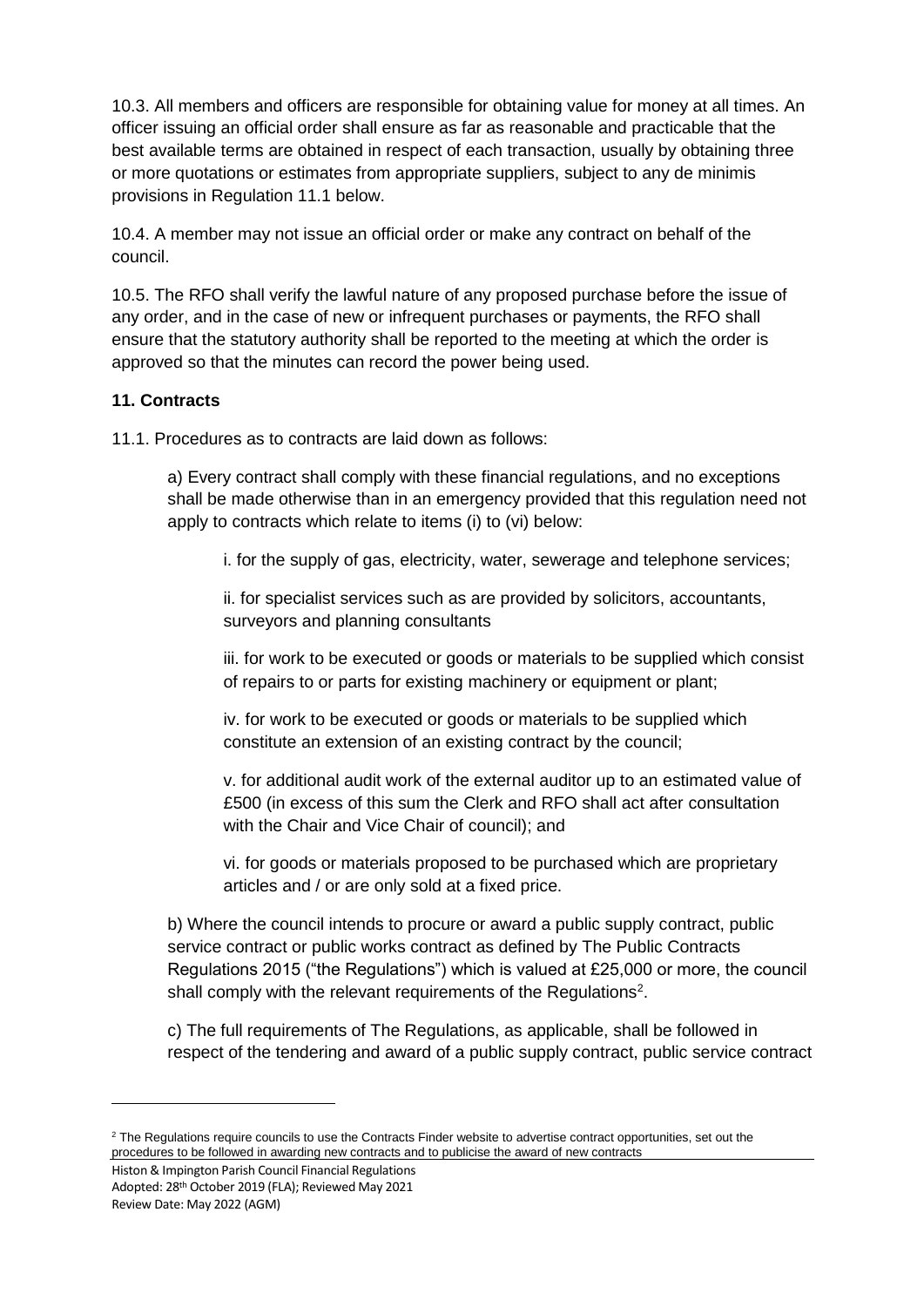10.3. All members and officers are responsible for obtaining value for money at all times. An officer issuing an official order shall ensure as far as reasonable and practicable that the best available terms are obtained in respect of each transaction, usually by obtaining three or more quotations or estimates from appropriate suppliers, subject to any de minimis provisions in Regulation 11.1 below.

10.4. A member may not issue an official order or make any contract on behalf of the council.

10.5. The RFO shall verify the lawful nature of any proposed purchase before the issue of any order, and in the case of new or infrequent purchases or payments, the RFO shall ensure that the statutory authority shall be reported to the meeting at which the order is approved so that the minutes can record the power being used.

**11. Contracts**

11.1. Procedures as to contracts are laid down as follows:

a) Every contract shall comply with these financial regulations, and no exceptions shall be made otherwise than in an emergency provided that this regulation need not apply to contracts which relate to items (i) to (vi) below:

i. for the supply of gas, electricity, water, sewerage and telephone services;

ii. for specialist services such as are provided by solicitors, accountants, surveyors and planning consultants

iii. for work to be executed or goods or materials to be supplied which consist of repairs to or parts for existing machinery or equipment or plant;

iv. for work to be executed or goods or materials to be supplied which constitute an extension of an existing contract by the council;

v. for additional audit work of the external auditor up to an estimated value of £500 (in excess of this sum the Clerk and RFO shall act after consultation with the Chair and Vice Chair of council); and

vi. for goods or materials proposed to be purchased which are proprietary articles and / or are only sold at a fixed price.

b) Where the council intends to procure or award a public supply contract, public service contract or public works contract as defined by The Public Contracts Regulations 2015 ("the Regulations") which is valued at £25,000 or more, the council shall comply with the relevant requirements of the Regulations[2].

c) The full requirements of The Regulations, as applicable, shall be followed in respect of the tendering and award of a public supply contract, public service contract

[2] The Regulations require councils to use the Contracts Finder website to advertise contract opportunities, set out the procedures to be followed in awarding new contracts and to publicise the award of new contracts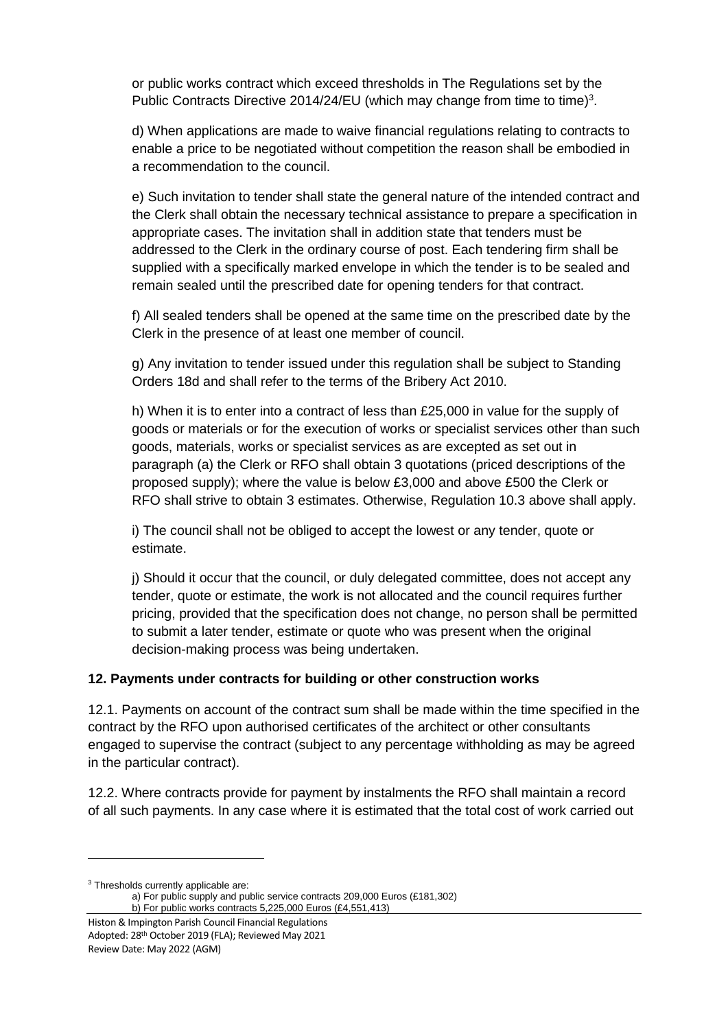or public works contract which exceed thresholds in The Regulations set by the Public Contracts Directive 2014/24/EU (which may change from time to time)[3].

d) When applications are made to waive financial regulations relating to contracts to enable a price to be negotiated without competition the reason shall be embodied in a recommendation to the council.

e) Such invitation to tender shall state the general nature of the intended contract and the Clerk shall obtain the necessary technical assistance to prepare a specification in appropriate cases. The invitation shall in addition state that tenders must be addressed to the Clerk in the ordinary course of post. Each tendering firm shall be supplied with a specifically marked envelope in which the tender is to be sealed and remain sealed until the prescribed date for opening tenders for that contract.

f) All sealed tenders shall be opened at the same time on the prescribed date by the Clerk in the presence of at least one member of council.

g) Any invitation to tender issued under this regulation shall be subject to Standing Orders 18d and shall refer to the terms of the Bribery Act 2010.

h) When it is to enter into a contract of less than £25,000 in value for the supply of goods or materials or for the execution of works or specialist services other than such goods, materials, works or specialist services as are excepted as set out in paragraph (a) the Clerk or RFO shall obtain 3 quotations (priced descriptions of the proposed supply); where the value is below £3,000 and above £500 the Clerk or RFO shall strive to obtain 3 estimates. Otherwise, Regulation 10.3 above shall apply.

i) The council shall not be obliged to accept the lowest or any tender, quote or estimate.

j) Should it occur that the council, or duly delegated committee, does not accept any tender, quote or estimate, the work is not allocated and the council requires further pricing, provided that the specification does not change, no person shall be permitted to submit a later tender, estimate or quote who was present when the original decision-making process was being undertaken.

## 12. Payments under contracts for building or other construction works

12.1. Payments on account of the contract sum shall be made within the time specified in the contract by the RFO upon authorised certificates of the architect or other consultants engaged to supervise the contract (subject to any percentage withholding as may be agreed in the particular contract).

12.2. Where contracts provide for payment by instalments the RFO shall maintain a record of all such payments. In any case where it is estimated that the total cost of work carried out

---

[3] Thresholds currently applicable are:
a) For public supply and public service contracts 209,000 Euros (£181,302)
b) For public works contracts 5,225,000 Euros (£4,551,413)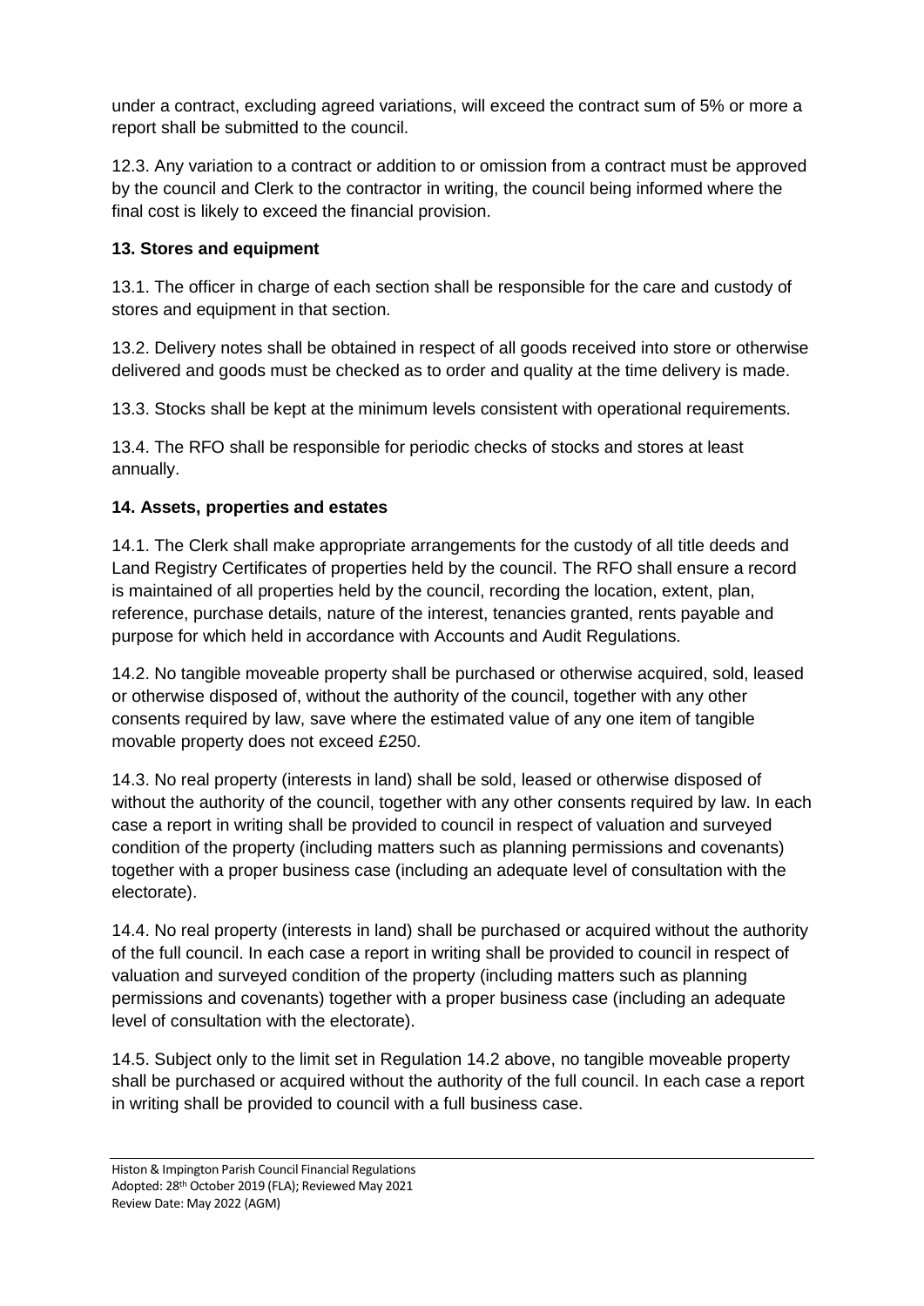under a contract, excluding agreed variations, will exceed the contract sum of 5% or more a report shall be submitted to the council.

12.3. Any variation to a contract or addition to or omission from a contract must be approved by the council and Clerk to the contractor in writing, the council being informed where the final cost is likely to exceed the financial provision.

**13. Stores and equipment**

13.1. The officer in charge of each section shall be responsible for the care and custody of stores and equipment in that section.

13.2. Delivery notes shall be obtained in respect of all goods received into store or otherwise delivered and goods must be checked as to order and quality at the time delivery is made.

13.3. Stocks shall be kept at the minimum levels consistent with operational requirements.

13.4. The RFO shall be responsible for periodic checks of stocks and stores at least annually.

**14. Assets, properties and estates**

14.1. The Clerk shall make appropriate arrangements for the custody of all title deeds and Land Registry Certificates of properties held by the council. The RFO shall ensure a record is maintained of all properties held by the council, recording the location, extent, plan, reference, purchase details, nature of the interest, tenancies granted, rents payable and purpose for which held in accordance with Accounts and Audit Regulations.

14.2. No tangible moveable property shall be purchased or otherwise acquired, sold, leased or otherwise disposed of, without the authority of the council, together with any other consents required by law, save where the estimated value of any one item of tangible movable property does not exceed £250.

14.3. No real property (interests in land) shall be sold, leased or otherwise disposed of without the authority of the council, together with any other consents required by law. In each case a report in writing shall be provided to council in respect of valuation and surveyed condition of the property (including matters such as planning permissions and covenants) together with a proper business case (including an adequate level of consultation with the electorate).

14.4. No real property (interests in land) shall be purchased or acquired without the authority of the full council. In each case a report in writing shall be provided to council in respect of valuation and surveyed condition of the property (including matters such as planning permissions and covenants) together with a proper business case (including an adequate level of consultation with the electorate).

14.5. Subject only to the limit set in Regulation 14.2 above, no tangible moveable property shall be purchased or acquired without the authority of the full council. In each case a report in writing shall be provided to council with a full business case.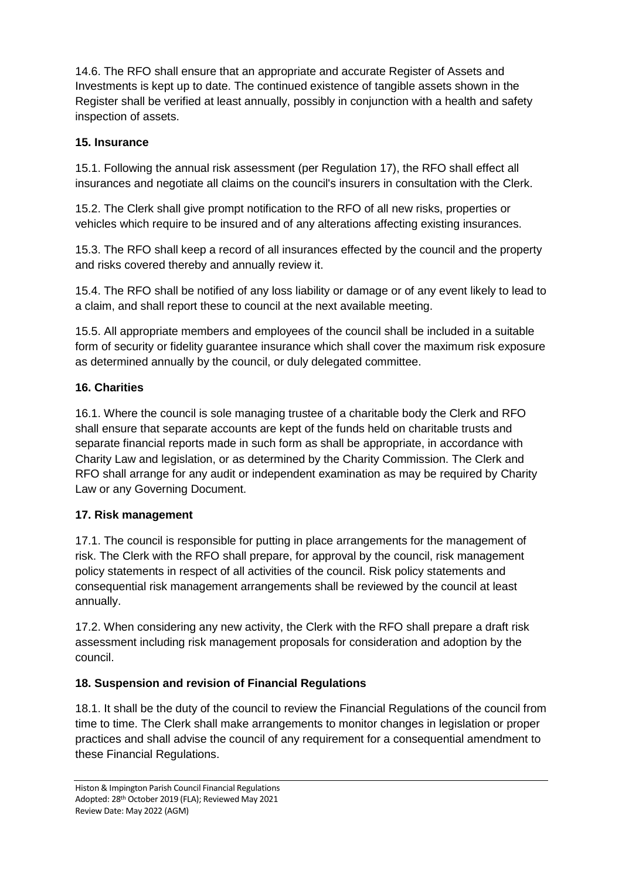14.6. The RFO shall ensure that an appropriate and accurate Register of Assets and Investments is kept up to date. The continued existence of tangible assets shown in the Register shall be verified at least annually, possibly in conjunction with a health and safety inspection of assets.

**15. Insurance**

15.1. Following the annual risk assessment (per Regulation 17), the RFO shall effect all insurances and negotiate all claims on the council's insurers in consultation with the Clerk.

15.2. The Clerk shall give prompt notification to the RFO of all new risks, properties or vehicles which require to be insured and of any alterations affecting existing insurances.

15.3. The RFO shall keep a record of all insurances effected by the council and the property and risks covered thereby and annually review it.

15.4. The RFO shall be notified of any loss liability or damage or of any event likely to lead to a claim, and shall report these to council at the next available meeting.

15.5. All appropriate members and employees of the council shall be included in a suitable form of security or fidelity guarantee insurance which shall cover the maximum risk exposure as determined annually by the council, or duly delegated committee.

**16. Charities**

16.1. Where the council is sole managing trustee of a charitable body the Clerk and RFO shall ensure that separate accounts are kept of the funds held on charitable trusts and separate financial reports made in such form as shall be appropriate, in accordance with Charity Law and legislation, or as determined by the Charity Commission. The Clerk and RFO shall arrange for any audit or independent examination as may be required by Charity Law or any Governing Document.

**17. Risk management**

17.1. The council is responsible for putting in place arrangements for the management of risk. The Clerk with the RFO shall prepare, for approval by the council, risk management policy statements in respect of all activities of the council. Risk policy statements and consequential risk management arrangements shall be reviewed by the council at least annually.

17.2. When considering any new activity, the Clerk with the RFO shall prepare a draft risk assessment including risk management proposals for consideration and adoption by the council.

**18. Suspension and revision of Financial Regulations**

18.1. It shall be the duty of the council to review the Financial Regulations of the council from time to time. The Clerk shall make arrangements to monitor changes in legislation or proper practices and shall advise the council of any requirement for a consequential amendment to these Financial Regulations.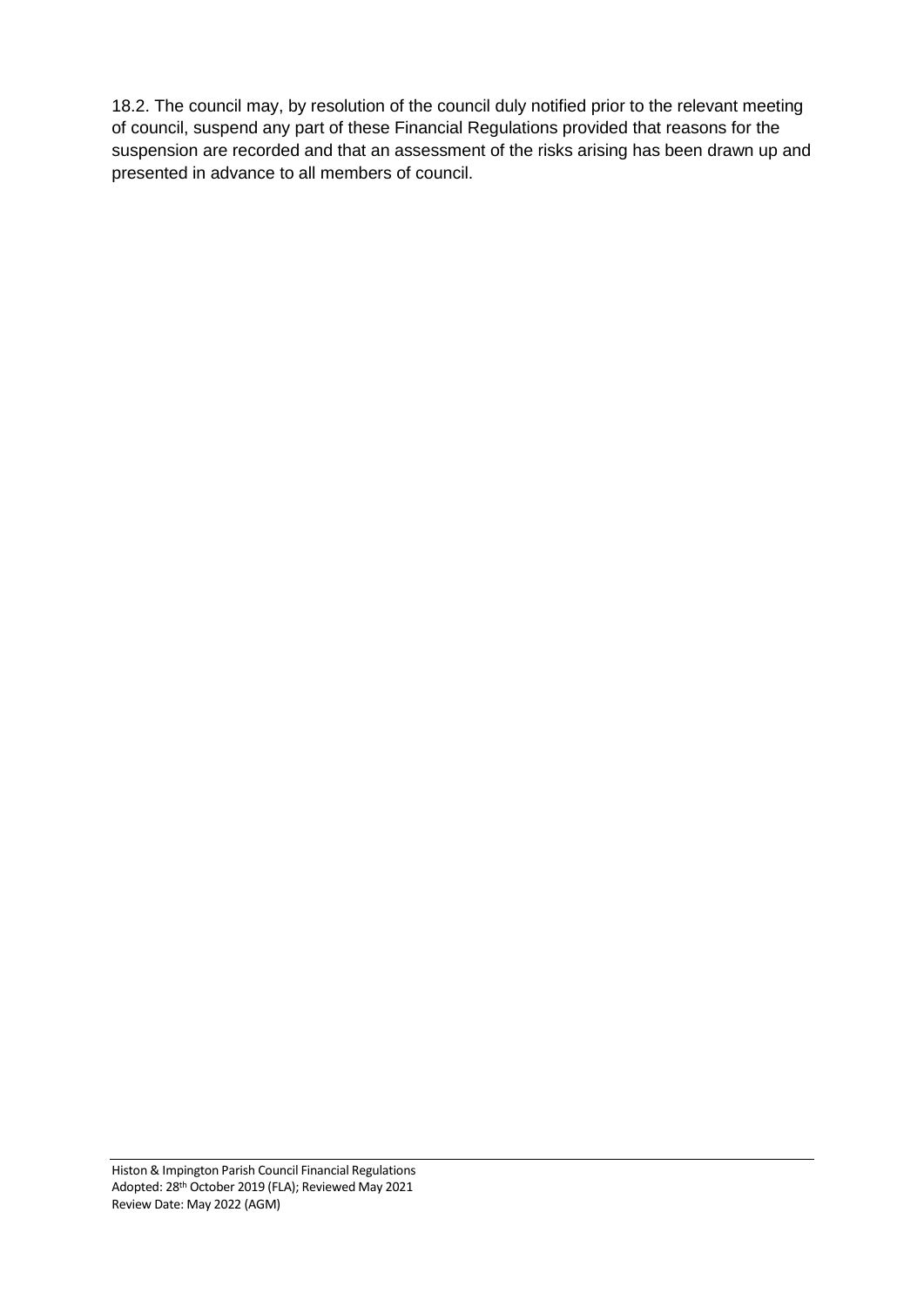18.2. The council may, by resolution of the council duly notified prior to the relevant meeting of council, suspend any part of these Financial Regulations provided that reasons for the suspension are recorded and that an assessment of the risks arising has been drawn up and presented in advance to all members of council.